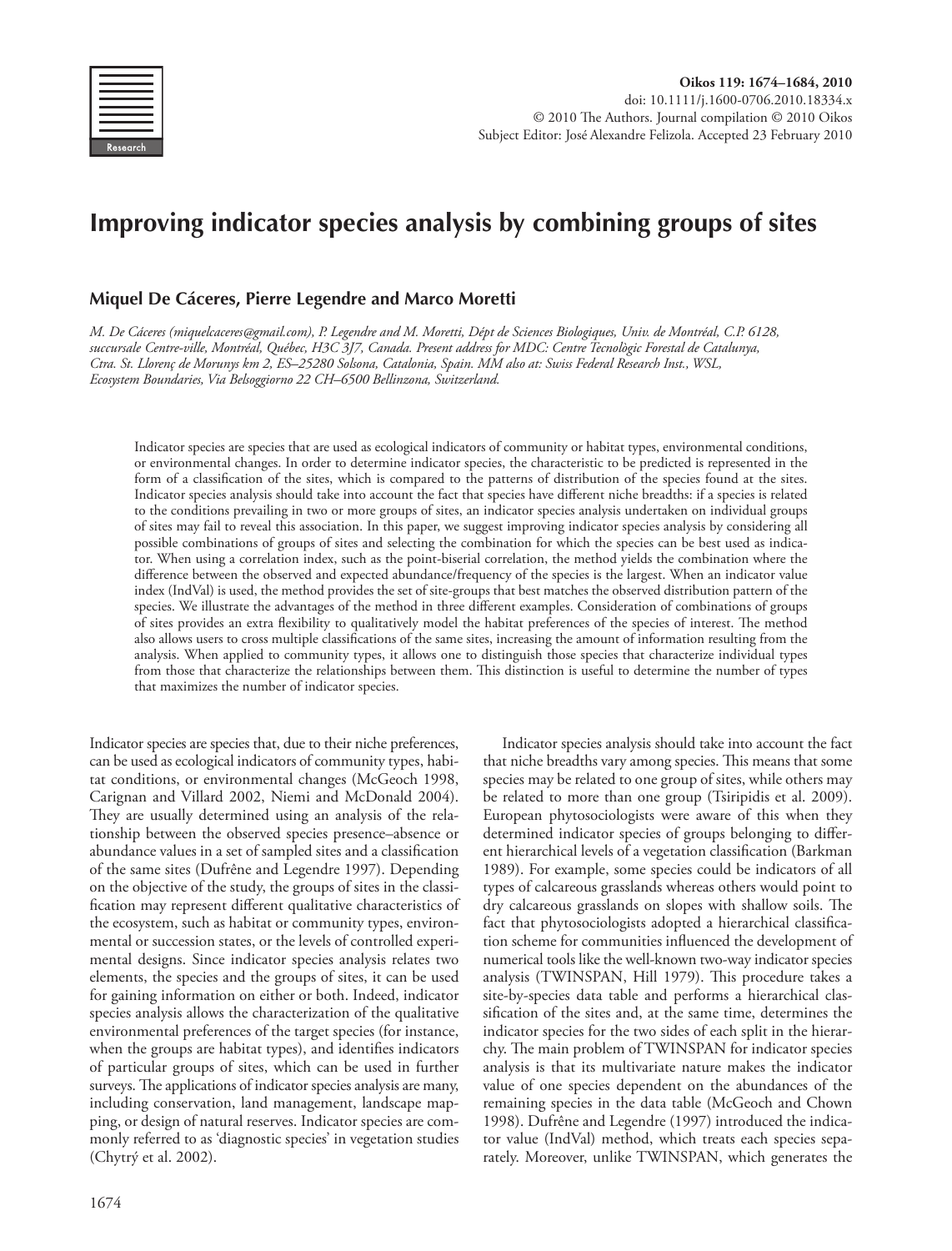Research

Oikos 119: 1674–1684, 2010
doi: 10.1111/j.1600-0706.2010.18334.x
© 2010 The Authors. Journal compilation © 2010 Oikos
Subject Editor: José Alexandre Felizola. Accepted 23 February 2010

# Improving indicator species analysis by combining groups of sites

**Miquel De Cáceres, Pierre Legendre and Marco Moretti**

*M. De Cáceres (miquelcaceres@gmail.com), P. Legendre and M. Moretti, Dépt de Sciences Biologiques, Univ. de Montréal, C.P. 6128, succursale Centre-ville, Montréal, Québec, H3C 3J7, Canada. Present address for MDC: Centre Tecnològic Forestal de Catalunya, Ctra. St. Llorenç de Morunys km 2, ES–25280 Solsona, Catalonia, Spain. MM also at: Swiss Federal Research Inst., WSL, Ecosystem Boundaries, Via Belsoggiorno 22 CH–6500 Bellinzona, Switzerland.*

Indicator species are species that are used as ecological indicators of community or habitat types, environmental conditions, or environmental changes. In order to determine indicator species, the characteristic to be predicted is represented in the form of a classification of the sites, which is compared to the patterns of distribution of the species found at the sites. Indicator species analysis should take into account the fact that species have different niche breadths: if a species is related to the conditions prevailing in two or more groups of sites, an indicator species analysis undertaken on individual groups of sites may fail to reveal this association. In this paper, we suggest improving indicator species analysis by considering all possible combinations of groups of sites and selecting the combination for which the species can be best used as indicator. When using a correlation index, such as the point-biserial correlation, the method yields the combination where the difference between the observed and expected abundance/frequency of the species is the largest. When an indicator value index (IndVal) is used, the method provides the set of site-groups that best matches the observed distribution pattern of the species. We illustrate the advantages of the method in three different examples. Consideration of combinations of groups of sites provides an extra flexibility to qualitatively model the habitat preferences of the species of interest. The method also allows users to cross multiple classifications of the same sites, increasing the amount of information resulting from the analysis. When applied to community types, it allows one to distinguish those species that characterize individual types from those that characterize the relationships between them. This distinction is useful to determine the number of types that maximizes the number of indicator species.

Indicator species are species that, due to their niche preferences, can be used as ecological indicators of community types, habitat conditions, or environmental changes (McGeoch 1998, Carignan and Villard 2002, Niemi and McDonald 2004). They are usually determined using an analysis of the relationship between the observed species presence–absence or abundance values in a set of sampled sites and a classification of the same sites (Dufrêne and Legendre 1997). Depending on the objective of the study, the groups of sites in the classification may represent different qualitative characteristics of the ecosystem, such as habitat or community types, environmental or succession states, or the levels of controlled experimental designs. Since indicator species analysis relates two elements, the species and the groups of sites, it can be used for gaining information on either or both. Indeed, indicator species analysis allows the characterization of the qualitative environmental preferences of the target species (for instance, when the groups are habitat types), and identifies indicators of particular groups of sites, which can be used in further surveys. The applications of indicator species analysis are many, including conservation, land management, landscape mapping, or design of natural reserves. Indicator species are commonly referred to as 'diagnostic species' in vegetation studies (Chytrý et al. 2002).

Indicator species analysis should take into account the fact that niche breadths vary among species. This means that some species may be related to one group of sites, while others may be related to more than one group (Tsiripidis et al. 2009). European phytosociologists were aware of this when they determined indicator species of groups belonging to different hierarchical levels of a vegetation classification (Barkman 1989). For example, some species could be indicators of all types of calcareous grasslands whereas others would point to dry calcareous grasslands on slopes with shallow soils. The fact that phytosociologists adopted a hierarchical classification scheme for communities influenced the development of numerical tools like the well-known two-way indicator species analysis (TWINSPAN, Hill 1979). This procedure takes a site-by-species data table and performs a hierarchical classification of the sites and, at the same time, determines the indicator species for the two sides of each split in the hierarchy. The main problem of TWINSPAN for indicator species analysis is that its multivariate nature makes the indicator value of one species dependent on the abundances of the remaining species in the data table (McGeoch and Chown 1998). Dufrêne and Legendre (1997) introduced the indicator value (IndVal) method, which treats each species separately. Moreover, unlike TWINSPAN, which generates the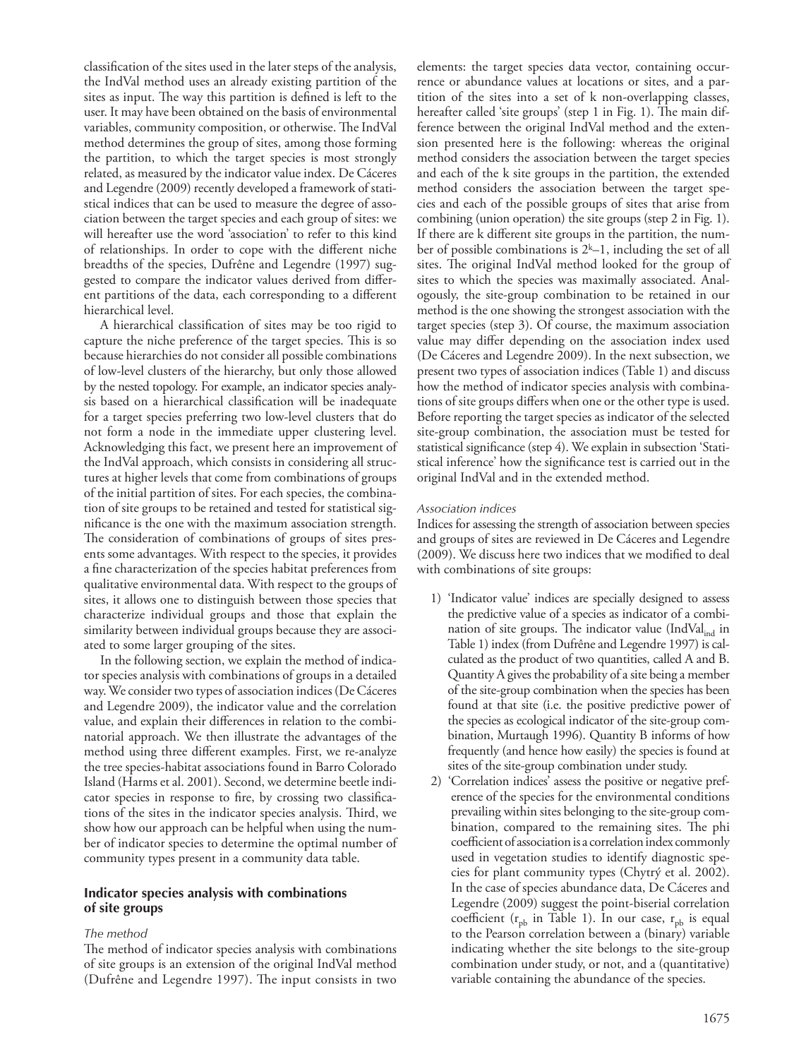classification of the sites used in the later steps of the analysis, the IndVal method uses an already existing partition of the sites as input. The way this partition is defined is left to the user. It may have been obtained on the basis of environmental variables, community composition, or otherwise. The IndVal method determines the group of sites, among those forming the partition, to which the target species is most strongly related, as measured by the indicator value index. De Cáceres and Legendre (2009) recently developed a framework of statistical indices that can be used to measure the degree of association between the target species and each group of sites: we will hereafter use the word 'association' to refer to this kind of relationships. In order to cope with the different niche breadths of the species, Dufrêne and Legendre (1997) suggested to compare the indicator values derived from different partitions of the data, each corresponding to a different hierarchical level.

A hierarchical classification of sites may be too rigid to capture the niche preference of the target species. This is so because hierarchies do not consider all possible combinations of low-level clusters of the hierarchy, but only those allowed by the nested topology. For example, an indicator species analysis based on a hierarchical classification will be inadequate for a target species preferring two low-level clusters that do not form a node in the immediate upper clustering level. Acknowledging this fact, we present here an improvement of the IndVal approach, which consists in considering all structures at higher levels that come from combinations of groups of the initial partition of sites. For each species, the combination of site groups to be retained and tested for statistical significance is the one with the maximum association strength. The consideration of combinations of groups of sites presents some advantages. With respect to the species, it provides a fine characterization of the species habitat preferences from qualitative environmental data. With respect to the groups of sites, it allows one to distinguish between those species that characterize individual groups and those that explain the similarity between individual groups because they are associated to some larger grouping of the sites.

In the following section, we explain the method of indicator species analysis with combinations of groups in a detailed way. We consider two types of association indices (De Cáceres and Legendre 2009), the indicator value and the correlation value, and explain their differences in relation to the combinatorial approach. We then illustrate the advantages of the method using three different examples. First, we re-analyze the tree species-habitat associations found in Barro Colorado Island (Harms et al. 2001). Second, we determine beetle indicator species in response to fire, by crossing two classifications of the sites in the indicator species analysis. Third, we show how our approach can be helpful when using the number of indicator species to determine the optimal number of community types present in a community data table.

## Indicator species analysis with combinations of site groups

### *The method*

The method of indicator species analysis with combinations of site groups is an extension of the original IndVal method (Dufrêne and Legendre 1997). The input consists in two elements: the target species data vector, containing occurrence or abundance values at locations or sites, and a partition of the sites into a set of k non-overlapping classes, hereafter called 'site groups' (step 1 in Fig. 1). The main difference between the original IndVal method and the extension presented here is the following: whereas the original method considers the association between the target species and each of the k site groups in the partition, the extended method considers the association between the target species and each of the possible groups of sites that arise from combining (union operation) the site groups (step 2 in Fig. 1). If there are k different site groups in the partition, the number of possible combinations is $2^k-1$, including the set of all sites. The original IndVal method looked for the group of sites to which the species was maximally associated. Analogously, the site-group combination to be retained in our method is the one showing the strongest association with the target species (step 3). Of course, the maximum association value may differ depending on the association index used (De Cáceres and Legendre 2009). In the next subsection, we present two types of association indices (Table 1) and discuss how the method of indicator species analysis with combinations of site groups differs when one or the other type is used. Before reporting the target species as indicator of the selected site-group combination, the association must be tested for statistical significance (step 4). We explain in subsection 'Statistical inference' how the significance test is carried out in the original IndVal and in the extended method.

### *Association indices*

Indices for assessing the strength of association between species and groups of sites are reviewed in De Cáceres and Legendre (2009). We discuss here two indices that we modified to deal with combinations of site groups:

1) 'Indicator value' indices are specially designed to assess the predictive value of a species as indicator of a combination of site groups. The indicator value ($IndVal_{ind}$ in Table 1) index (from Dufrêne and Legendre 1997) is calculated as the product of two quantities, called A and B. Quantity A gives the probability of a site being a member of the site-group combination when the species has been found at that site (i.e. the positive predictive power of the species as ecological indicator of the site-group combination, Murtaugh 1996). Quantity B informs of how frequently (and hence how easily) the species is found at sites of the site-group combination under study.
2) 'Correlation indices' assess the positive or negative preference of the species for the environmental conditions prevailing within sites belonging to the site-group combination, compared to the remaining sites. The phi coefficient of association is a correlation index commonly used in vegetation studies to identify diagnostic species for plant community types (Chytrý et al. 2002). In the case of species abundance data, De Cáceres and Legendre (2009) suggest the point-biserial correlation coefficient ($r_{pb}$ in Table 1). In our case, $r_{pb}$ is equal to the Pearson correlation between a (binary) variable indicating whether the site belongs to the site-group combination under study, or not, and a (quantitative) variable containing the abundance of the species.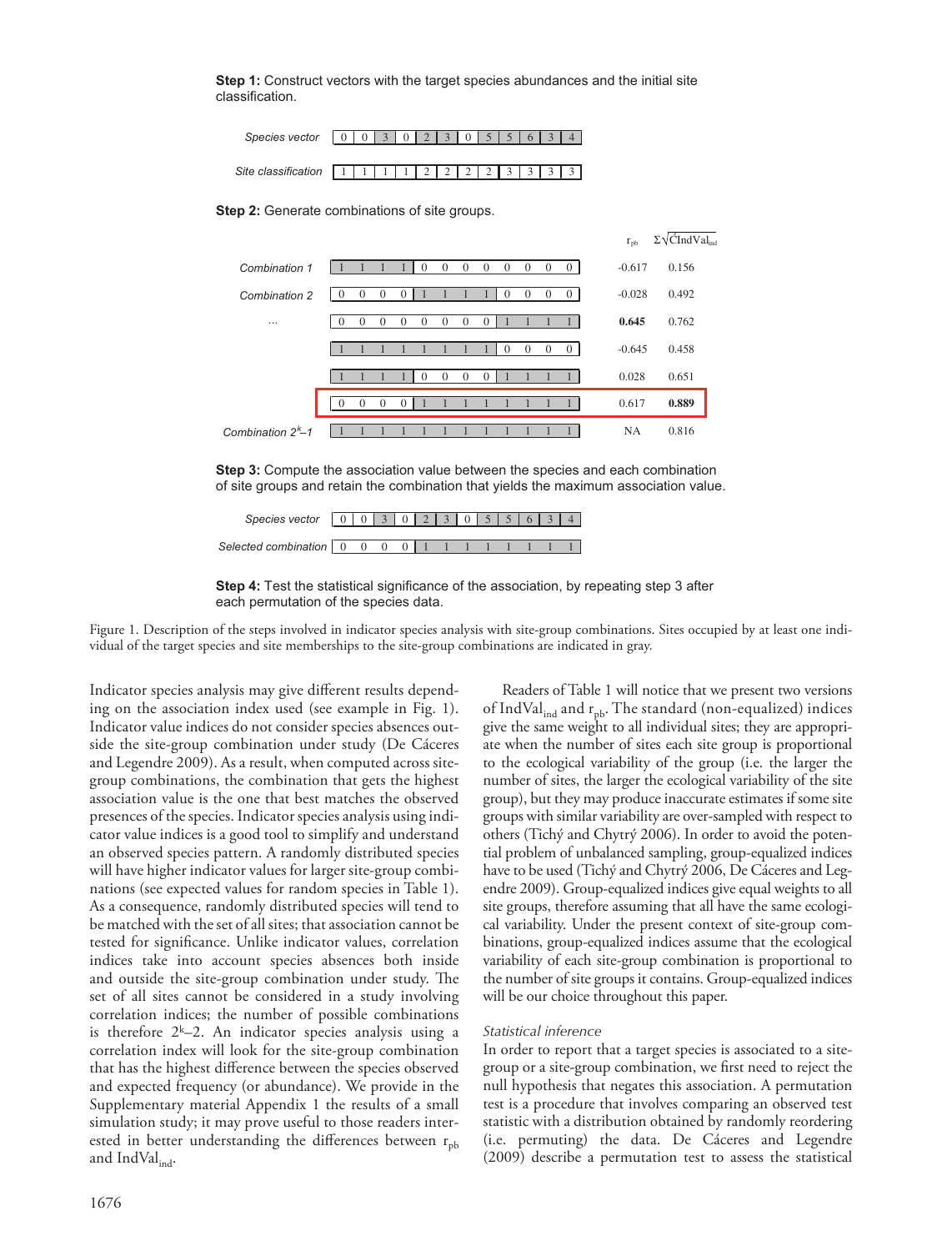**Step 1:** Construct vectors with the target species abundances and the initial site classification.

| | | | | | | | | | | | | |
|---|---|---|---|---|---|---|---|---|---|---|---|---|
| *Species vector* | 0 | 0 | 3 | 0 | 2 | 3 | 0 | 5 | 5 | 6 | 3 | 4 |
| *Site classification* | 1 | 1 | 1 | 1 | 2 | 2 | 2 | 2 | 3 | 3 | 3 | 3 |

**Step 2:** Generate combinations of site groups.

| | | | | | | | | | | | | | $r_{pb}$ | $\Sigma\sqrt{\text{ĈIndVal}_{ind}}$ |
|---|---|---|---|---|---|---|---|---|---|---|---|---|---|---|
| *Combination 1* | 1 | 1 | 1 | 1 | 0 | 0 | 0 | 0 | 0 | 0 | 0 | 0 | -0.617 | 0.156 |
| *Combination 2* | 0 | 0 | 0 | 0 | 1 | 1 | 1 | 1 | 0 | 0 | 0 | 0 | -0.028 | 0.492 |
| ... | 0 | 0 | 0 | 0 | 0 | 0 | 0 | 0 | 1 | 1 | 1 | 1 | **0.645** | 0.762 |
| | 1 | 1 | 1 | 1 | 1 | 1 | 1 | 1 | 0 | 0 | 0 | 0 | -0.645 | 0.458 |
| | 1 | 1 | 1 | 1 | 0 | 0 | 0 | 0 | 1 | 1 | 1 | 1 | 0.028 | 0.651 |
| | 0 | 0 | 0 | 0 | 1 | 1 | 1 | 1 | 1 | 1 | 1 | 1 | 0.617 | **0.889** |
| *Combination $2^k$–1* | 1 | 1 | 1 | 1 | 1 | 1 | 1 | 1 | 1 | 1 | 1 | 1 | NA | 0.816 |

**Step 3:** Compute the association value between the species and each combination of site groups and retain the combination that yields the maximum association value.

| | | | | | | | | | | | | |
|---|---|---|---|---|---|---|---|---|---|---|---|---|
| *Species vector* | 0 | 0 | 3 | 0 | 2 | 3 | 0 | 5 | 5 | 6 | 3 | 4 |
| *Selected combination* | 0 | 0 | 0 | 0 | 1 | 1 | 1 | 1 | 1 | 1 | 1 | 1 |

**Step 4:** Test the statistical significance of the association, by repeating step 3 after each permutation of the species data.

Figure 1. Description of the steps involved in indicator species analysis with site-group combinations. Sites occupied by at least one individual of the target species and site memberships to the site-group combinations are indicated in gray.

Indicator species analysis may give different results depending on the association index used (see example in Fig. 1). Indicator value indices do not consider species absences outside the site-group combination under study (De Cáceres and Legendre 2009). As a result, when computed across site-group combinations, the combination that gets the highest association value is the one that best matches the observed presences of the species. Indicator species analysis using indicator value indices is a good tool to simplify and understand an observed species pattern. A randomly distributed species will have higher indicator values for larger site-group combinations (see expected values for random species in Table 1). As a consequence, randomly distributed species will tend to be matched with the set of all sites; that association cannot be tested for significance. Unlike indicator values, correlation indices take into account species absences both inside and outside the site-group combination under study. The set of all sites cannot be considered in a study involving correlation indices; the number of possible combinations is therefore $2^k$–2. An indicator species analysis using a correlation index will look for the site-group combination that has the highest difference between the species observed and expected frequency (or abundance). We provide in the Supplementary material Appendix 1 the results of a small simulation study; it may prove useful to those readers interested in better understanding the differences between $r_{pb}$ and $\text{IndVal}_{ind}$.

Readers of Table 1 will notice that we present two versions of $\text{IndVal}_{ind}$ and $r_{pb}$. The standard (non-equalized) indices give the same weight to all individual sites; they are appropriate when the number of sites each site group is proportional to the ecological variability of the group (i.e. the larger the number of sites, the larger the ecological variability of the site group), but they may produce inaccurate estimates if some site groups with similar variability are over-sampled with respect to others (Tichý and Chytrý 2006). In order to avoid the potential problem of unbalanced sampling, group-equalized indices have to be used (Tichý and Chytrý 2006, De Cáceres and Legendre 2009). Group-equalized indices give equal weights to all site groups, therefore assuming that all have the same ecological variability. Under the present context of site-group combinations, group-equalized indices assume that the ecological variability of each site-group combination is proportional to the number of site groups it contains. Group-equalized indices will be our choice throughout this paper.

### *Statistical inference*

In order to report that a target species is associated to a site-group or a site-group combination, we first need to reject the null hypothesis that negates this association. A permutation test is a procedure that involves comparing an observed test statistic with a distribution obtained by randomly reordering (i.e. permuting) the data. De Cáceres and Legendre (2009) describe a permutation test to assess the statistical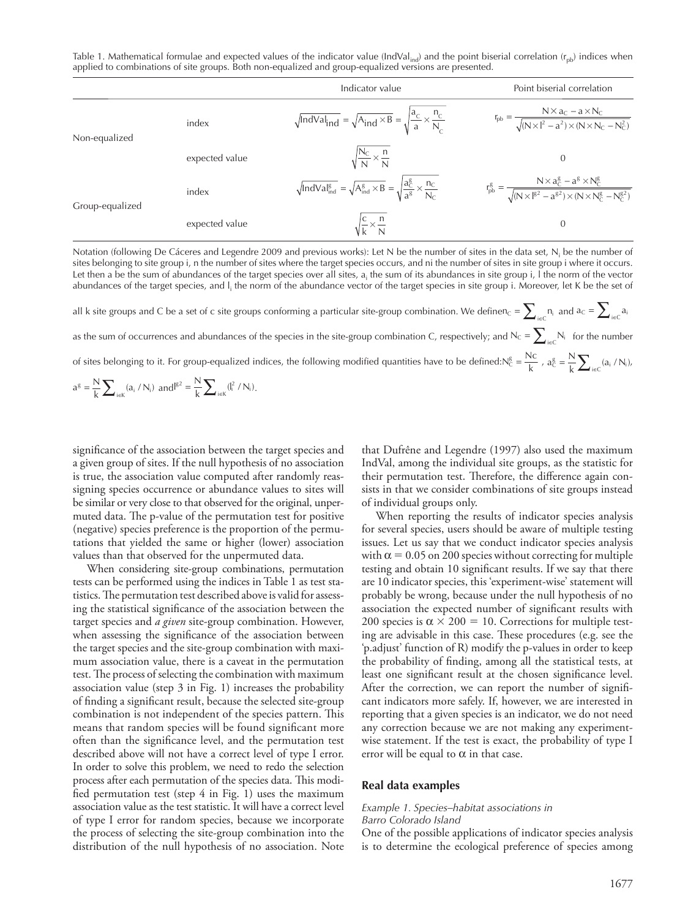Table 1. Mathematical formulae and expected values of the indicator value ($IndVal_{ind}$) and the point biserial correlation ($r_{pb}$) indices when applied to combinations of site groups. Both non-equalized and group-equalized versions are presented.

| | | Indicator value | Point biserial correlation |
|---|---|---|---|
| Non-equalized | index | $\sqrt{IndVal_{ind}} = \sqrt{A_{ind} \times B} = \sqrt{\frac{a_C}{a} \times \frac{n_C}{N_C}}$ | $r_{pb} = \frac{N \times a_C - a \times N_C}{\sqrt{(N \times l^2 - a^2) \times (N \times N_C - N_C^2)}}$ |
| | expected value | $\sqrt{\frac{N_C}{N} \times \frac{n}{N}}$ | 0 |
| Group-equalized | index | $\sqrt{IndVal_{ind}^g} = \sqrt{A_{ind}^g \times B} = \sqrt{\frac{a_C^g}{a^g} \times \frac{n_C}{N_C}}$ | $r_{pb}^g = \frac{N \times a_C^g - a^g \times N_C^g}{\sqrt{(N \times l^{g2} - a^{g2}) \times (N \times N_C^g - N_C^{g2})}}$ |
| | expected value | $\sqrt{\frac{c}{k} \times \frac{n}{N}}$ | 0 |

Notation (following De Cáceres and Legendre 2009 and previous works): Let N be the number of sites in the data set, $N_i$ be the number of sites belonging to site group i, n the number of sites where the target species occurs, and ni the number of sites in site group i where it occurs. Let then a be the sum of abundances of the target species over all sites, $a_i$ the sum of its abundances in site group i, l the norm of the vector abundances of the target species, and $l_i$ the norm of the abundance vector of the target species in site group i. Moreover, let K be the set of all k site groups and C be a set of c site groups conforming a particular site-group combination. We define $n_C = \sum_{i \in C} n_i$ and $a_C = \sum_{i \in C} a_i$ as the sum of occurrences and abundances of the species in the site-group combination C, respectively; and $N_C = \sum_{i \in C} N_i$ for the number of sites belonging to it. For group-equalized indices, the following modified quantities have to be defined: $N_C^g = \frac{Nc}{k}$, $a_C^g = \frac{N}{k} \sum_{i \in C} (a_i / N_i)$, $a^g = \frac{N}{k} \sum_{i \in K} (a_i / N_i)$ and $l^{g2} = \frac{N}{k} \sum_{i \in K} (l_i^2 / N_i)$.

significance of the association between the target species and a given group of sites. If the null hypothesis of no association is true, the association value computed after randomly reassigning species occurrence or abundance values to sites will be similar or very close to that observed for the original, unpermuted data. The p-value of the permutation test for positive (negative) species preference is the proportion of the permutations that yielded the same or higher (lower) association values than that observed for the unpermuted data.

When considering site-group combinations, permutation tests can be performed using the indices in Table 1 as test statistics. The permutation test described above is valid for assessing the statistical significance of the association between the target species and *a given* site-group combination. However, when assessing the significance of the association between the target species and the site-group combination with maximum association value, there is a caveat in the permutation test. The process of selecting the combination with maximum association value (step 3 in Fig. 1) increases the probability of finding a significant result, because the selected site-group combination is not independent of the species pattern. This means that random species will be found significant more often than the significance level, and the permutation test described above will not have a correct level of type I error. In order to solve this problem, we need to redo the selection process after each permutation of the species data. This modified permutation test (step 4 in Fig. 1) uses the maximum association value as the test statistic. It will have a correct level of type I error for random species, because we incorporate the process of selecting the site-group combination into the distribution of the null hypothesis of no association. Note that Dufrêne and Legendre (1997) also used the maximum IndVal, among the individual site groups, as the statistic for their permutation test. Therefore, the difference again consists in that we consider combinations of site groups instead of individual groups only.

When reporting the results of indicator species analysis for several species, users should be aware of multiple testing issues. Let us say that we conduct indicator species analysis with $\alpha = 0.05$ on 200 species without correcting for multiple testing and obtain 10 significant results. If we say that there are 10 indicator species, this 'experiment-wise' statement will probably be wrong, because under the null hypothesis of no association the expected number of significant results with 200 species is $\alpha \times 200 = 10$. Corrections for multiple testing are advisable in this case. These procedures (e.g. see the 'p.adjust' function of R) modify the p-values in order to keep the probability of finding, among all the statistical tests, at least one significant result at the chosen significance level. After the correction, we can report the number of significant indicators more safely. If, however, we are interested in reporting that a given species is an indicator, we do not need any correction because we are not making any experiment-wise statement. If the test is exact, the probability of type I error will be equal to $\alpha$ in that case.

## Real data examples

*Example 1. Species–habitat associations in Barro Colorado Island*

One of the possible applications of indicator species analysis is to determine the ecological preference of species among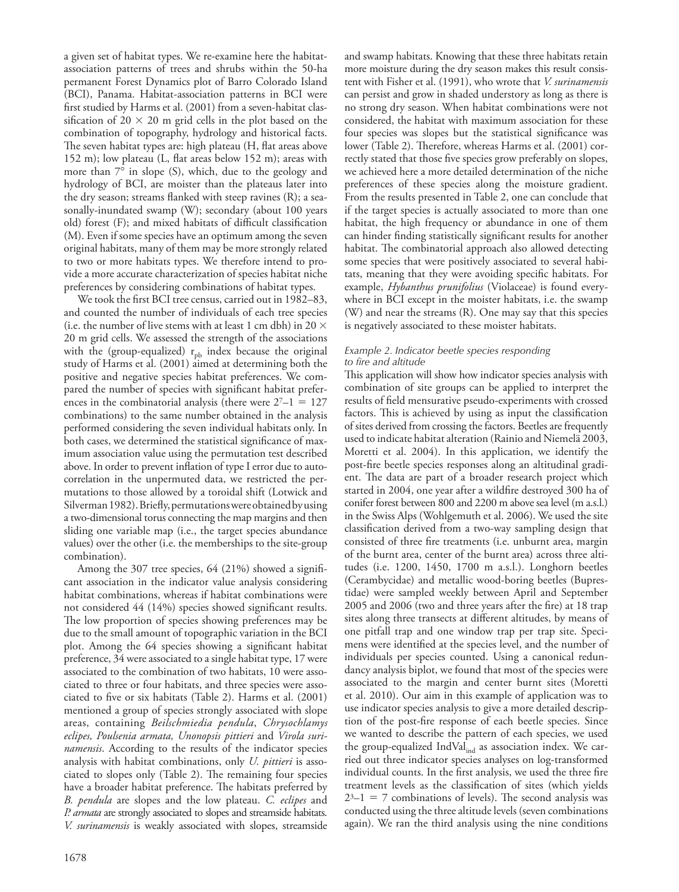a given set of habitat types. We re-examine here the habitat-association patterns of trees and shrubs within the 50-ha permanent Forest Dynamics plot of Barro Colorado Island (BCI), Panama. Habitat-association patterns in BCI were first studied by Harms et al. (2001) from a seven-habitat classification of 20 × 20 m grid cells in the plot based on the combination of topography, hydrology and historical facts. The seven habitat types are: high plateau (H, flat areas above 152 m); low plateau (L, flat areas below 152 m); areas with more than 7° in slope (S), which, due to the geology and hydrology of BCI, are moister than the plateaus later into the dry season; streams flanked with steep ravines (R); a seasonally-inundated swamp (W); secondary (about 100 years old) forest (F); and mixed habitats of difficult classification (M). Even if some species have an optimum among the seven original habitats, many of them may be more strongly related to two or more habitats types. We therefore intend to provide a more accurate characterization of species habitat niche preferences by considering combinations of habitat types.

We took the first BCI tree census, carried out in 1982–83, and counted the number of individuals of each tree species (i.e. the number of live stems with at least 1 cm dbh) in 20 × 20 m grid cells. We assessed the strength of the associations with the (group-equalized) $r_{pb}$ index because the original study of Harms et al. (2001) aimed at determining both the positive and negative species habitat preferences. We compared the number of species with significant habitat preferences in the combinatorial analysis (there were $2^7-1 = 127$ combinations) to the same number obtained in the analysis performed considering the seven individual habitats only. In both cases, we determined the statistical significance of maximum association value using the permutation test described above. In order to prevent inflation of type I error due to autocorrelation in the unpermuted data, we restricted the permutations to those allowed by a toroidal shift (Lotwick and Silverman 1982). Briefly, permutations were obtained by using a two-dimensional torus connecting the map margins and then sliding one variable map (i.e., the target species abundance values) over the other (i.e. the memberships to the site-group combination).

Among the 307 tree species, 64 (21%) showed a significant association in the indicator value analysis considering habitat combinations, whereas if habitat combinations were not considered 44 (14%) species showed significant results. The low proportion of species showing preferences may be due to the small amount of topographic variation in the BCI plot. Among the 64 species showing a significant habitat preference, 34 were associated to a single habitat type, 17 were associated to the combination of two habitats, 10 were associated to three or four habitats, and three species were associated to five or six habitats (Table 2). Harms et al. (2001) mentioned a group of species strongly associated with slope areas, containing *Beilschmiedia pendula*, *Chrysochlamys eclipes, Poulsenia armata, Unonopsis pittieri* and *Virola surinamensis*. According to the results of the indicator species analysis with habitat combinations, only *U. pittieri* is associated to slopes only (Table 2). The remaining four species have a broader habitat preference. The habitats preferred by *B. pendula* are slopes and the low plateau. *C. eclipes* and *P. armata* are strongly associated to slopes and streamside habitats. *V. surinamensis* is weakly associated with slopes, streamside and swamp habitats. Knowing that these three habitats retain more moisture during the dry season makes this result consistent with Fisher et al. (1991), who wrote that *V. surinamensis* can persist and grow in shaded understory as long as there is no strong dry season. When habitat combinations were not considered, the habitat with maximum association for these four species was slopes but the statistical significance was lower (Table 2). Therefore, whereas Harms et al. (2001) correctly stated that those five species grow preferably on slopes, we achieved here a more detailed determination of the niche preferences of these species along the moisture gradient. From the results presented in Table 2, one can conclude that if the target species is actually associated to more than one habitat, the high frequency or abundance in one of them can hinder finding statistically significant results for another habitat. The combinatorial approach also allowed detecting some species that were positively associated to several habitats, meaning that they were avoiding specific habitats. For example, *Hybanthus prunifolius* (Violaceae) is found everywhere in BCI except in the moister habitats, i.e. the swamp (W) and near the streams (R). One may say that this species is negatively associated to these moister habitats.

### *Example 2. Indicator beetle species responding to fire and altitude*

This application will show how indicator species analysis with combination of site groups can be applied to interpret the results of field mensurative pseudo-experiments with crossed factors. This is achieved by using as input the classification of sites derived from crossing the factors. Beetles are frequently used to indicate habitat alteration (Rainio and Niemelä 2003, Moretti et al. 2004). In this application, we identify the post-fire beetle species responses along an altitudinal gradient. The data are part of a broader research project which started in 2004, one year after a wildfire destroyed 300 ha of conifer forest between 800 and 2200 m above sea level (m a.s.l.) in the Swiss Alps (Wohlgemuth et al. 2006). We used the site classification derived from a two-way sampling design that consisted of three fire treatments (i.e. unburnt area, margin of the burnt area, center of the burnt area) across three altitudes (i.e. 1200, 1450, 1700 m a.s.l.). Longhorn beetles (Cerambycidae) and metallic wood-boring beetles (Buprestidae) were sampled weekly between April and September 2005 and 2006 (two and three years after the fire) at 18 trap sites along three transects at different altitudes, by means of one pitfall trap and one window trap per trap site. Specimens were identified at the species level, and the number of individuals per species counted. Using a canonical redundancy analysis biplot, we found that most of the species were associated to the margin and center burnt sites (Moretti et al. 2010). Our aim in this example of application was to use indicator species analysis to give a more detailed description of the post-fire response of each beetle species. Since we wanted to describe the pattern of each species, we used the group-equalized $IndVal_{ind}$ as association index. We carried out three indicator species analyses on log-transformed individual counts. In the first analysis, we used the three fire treatment levels as the classification of sites (which yields $2^3-1 = 7$ combinations of levels). The second analysis was conducted using the three altitude levels (seven combinations again). We ran the third analysis using the nine conditions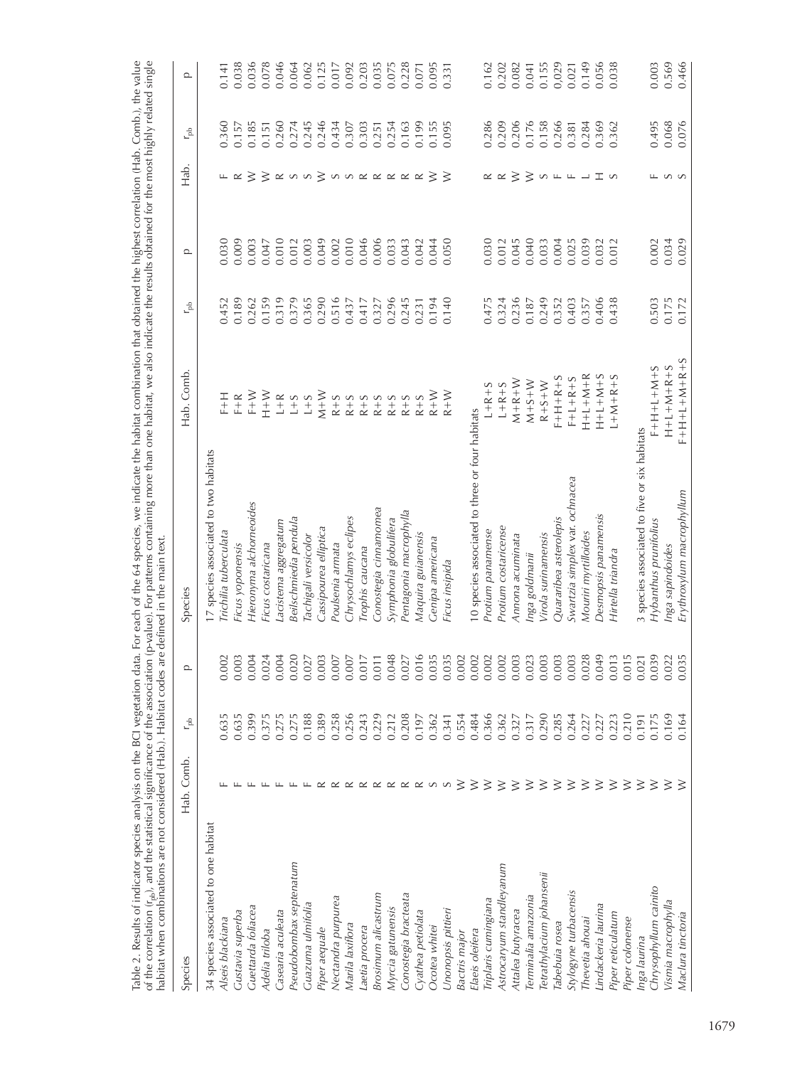Table 2. Results of indicator species analysis on the BCI vegetation data. For each of the 64 species, we indicate the habitat combination that obtained the highest correlation (Hab. Comb.), the value of the correlation ($r_{pb}$), and the statistical significance of the association (p-value). For patterns containing more than one habitat, we also indicate the results obtained for the most highly related single habitat when combinations are not considered (Hab.). Habitat codes are defined in the main text.

| Species | Hab. Comb. | $r_{pb}$ | p |
|---|---|---|---|
| **34 species associated to one habitat** | | | |
| *Alseis blackiana* | F | 0.635 | 0.002 |
| *Gustavia superba* | F | 0.635 | 0.003 |
| *Guettarda foliacea* | F | 0.399 | 0.004 |
| *Adelia triloba* | F | 0.375 | 0.024 |
| *Casearia aculeata* | F | 0.275 | 0.004 |
| *Pseudobombax septenatum* | F | 0.275 | 0.020 |
| *Guazuma ulmifolia* | F | 0.188 | 0.027 |
| *Piper aequale* | R | 0.389 | 0.003 |
| *Nectandra purpurea* | R | 0.258 | 0.007 |
| *Marila laxiflora* | R | 0.256 | 0.007 |
| *Laetia procera* | R | 0.243 | 0.017 |
| *Brosimum alicastrum* | R | 0.229 | 0.011 |
| *Myrcia gatunensis* | R | 0.212 | 0.048 |
| *Conostegia bracteata* | R | 0.208 | 0.027 |
| *Cyathea petiolata* | R | 0.197 | 0.016 |
| *Ocotea whitei* | S | 0.362 | 0.035 |
| *Unonopsis pittieri* | S | 0.341 | 0.035 |
| *Bactris major* | W | 0.554 | 0.002 |
| *Elaeis oleifera* | W | 0.484 | 0.002 |
| *Triplaris cumingiana* | W | 0.366 | 0.002 |
| *Astrocaryum standleyanum* | W | 0.362 | 0.002 |
| *Attalea butyracea* | W | 0.327 | 0.003 |
| *Terminalia amazonia* | W | 0.317 | 0.023 |
| *Tetrathylacium johansenii* | W | 0.290 | 0.003 |
| *Tabebuia rosea* | W | 0.285 | 0.003 |
| *Stylogyne turbacensis* | W | 0.264 | 0.003 |
| *Thevetia ahouai* | W | 0.227 | 0.028 |
| *Lindackeria laurina* | W | 0.227 | 0.049 |
| *Piper reticulatum* | W | 0.223 | 0.013 |
| *Piper colonense* | W | 0.210 | 0.015 |
| *Inga laurina* | W | 0.191 | 0.021 |
| *Chrysophyllum cainito* | W | 0.175 | 0.039 |
| *Vismia macrophylla* | W | 0.169 | 0.022 |
| *Maclura tinctoria* | W | 0.164 | 0.035 |

| Species | Hab. Comb. | $r_{pb}$ | p | Hab. | $r_{pb}$ | p |
|---|---|---|---|---|---|---|
| **17 species associated to two habitats** | | | | | | |
| *Trichilia tuberculata* | F+H | 0.452 | 0.030 | F | 0.360 | 0.141 |
| *Ficus yoponensis* | F+R | 0.189 | 0.009 | R | 0.157 | 0.038 |
| *Hieronyma alchorneoides* | F+W | 0.262 | 0.003 | W | 0.185 | 0.036 |
| *Ficus costaricana* | H+W | 0.159 | 0.047 | W | 0.151 | 0.078 |
| *Lacistema aggregatum* | L+R | 0.319 | 0.010 | R | 0.260 | 0.046 |
| *Beilschmiedia pendula* | L+S | 0.379 | 0.012 | S | 0.274 | 0.064 |
| *Tachigali versicolor* | L+S | 0.365 | 0.003 | S | 0.245 | 0.062 |
| *Cassipourea elliptica* | M+W | 0.290 | 0.049 | W | 0.246 | 0.125 |
| *Poulsenia armata* | R+S | 0.516 | 0.002 | S | 0.434 | 0.017 |
| *Chrysochlamys eclipes* | R+S | 0.437 | 0.010 | S | 0.307 | 0.092 |
| *Trophis caucana* | R+S | 0.417 | 0.046 | R | 0.303 | 0.203 |
| *Conostegia cinnamomea* | R+S | 0.327 | 0.006 | R | 0.251 | 0.035 |
| *Symphonia globulifera* | R+S | 0.296 | 0.033 | R | 0.254 | 0.075 |
| *Pentagonia macrophylla* | R+S | 0.245 | 0.043 | R | 0.163 | 0.228 |
| *Maquira guianensis* | R+S | 0.231 | 0.042 | R | 0.199 | 0.071 |
| *Genipa americana* | R+W | 0.194 | 0.044 | W | 0.155 | 0.095 |
| *Ficus insipida* | R+W | 0.140 | 0.050 | W | 0.095 | 0.331 |
| **10 species associated to three or four habitats** | | | | | | |
| *Protium panamense* | L+R+S | 0.475 | 0.030 | R | 0.286 | 0.162 |
| *Protium costaricense* | L+R+S | 0.324 | 0.012 | R | 0.209 | 0.202 |
| *Annona acuminata* | M+R+W | 0.236 | 0.045 | W | 0.206 | 0.082 |
| *Inga goldmanii* | M+S+W | 0.187 | 0.040 | W | 0.176 | 0.041 |
| *Virola surinamensis* | R+S+W | 0.249 | 0.033 | S | 0.158 | 0.155 |
| *Quararibea asterolepis* | F+H+R+S | 0.352 | 0.004 | F | 0.266 | 0,029 |
| *Swartzia simplex var. ochnacea* | F+L+R+S | 0.403 | 0.025 | F | 0.381 | 0.021 |
| *Mouriri myrtilloides* | H+L+M+R | 0.357 | 0.039 | L | 0.284 | 0.149 |
| *Desmopsis panamensis* | H+L+M+S | 0.406 | 0.032 | H | 0.369 | 0.056 |
| *Hirtella triandra* | L+M+R+S | 0.438 | 0.012 | S | 0.362 | 0.038 |
| **3 species associated to five or six habitats** | | | | | | |
| *Hybanthus prunifolius* | F+H+L+M+S | 0.503 | 0.002 | F | 0.495 | 0.003 |
| *Inga sapindoides* | H+L+M+R+S | 0.175 | 0.034 | S | 0.068 | 0.569 |
| *Erythroxylum macrophyllum* | F+H+L+M+R+S | 0.172 | 0.029 | S | 0.076 | 0.466 |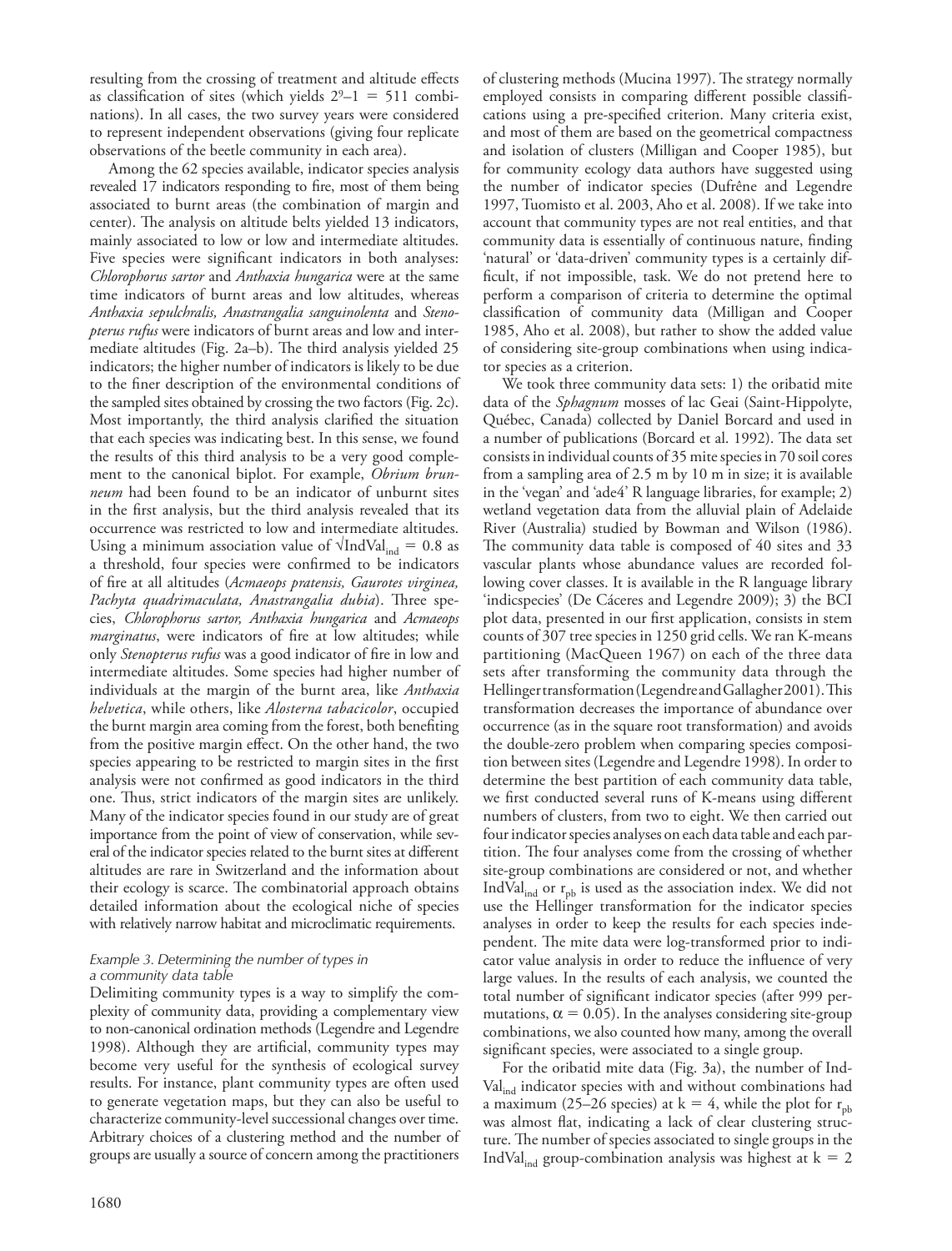resulting from the crossing of treatment and altitude effects as classification of sites (which yields $2^9-1 = 511$ combinations). In all cases, the two survey years were considered to represent independent observations (giving four replicate observations of the beetle community in each area).

Among the 62 species available, indicator species analysis revealed 17 indicators responding to fire, most of them being associated to burnt areas (the combination of margin and center). The analysis on altitude belts yielded 13 indicators, mainly associated to low or low and intermediate altitudes. Five species were significant indicators in both analyses: *Chlorophorus sartor* and *Anthaxia hungarica* were at the same time indicators of burnt areas and low altitudes, whereas *Anthaxia sepulchralis, Anastrangalia sanguinolenta* and *Stenopterus rufus* were indicators of burnt areas and low and intermediate altitudes (Fig. 2a–b). The third analysis yielded 25 indicators; the higher number of indicators is likely to be due to the finer description of the environmental conditions of the sampled sites obtained by crossing the two factors (Fig. 2c). Most importantly, the third analysis clarified the situation that each species was indicating best. In this sense, we found the results of this third analysis to be a very good complement to the canonical biplot. For example, *Obrium brunneum* had been found to be an indicator of unburnt sites in the first analysis, but the third analysis revealed that its occurrence was restricted to low and intermediate altitudes. Using a minimum association value of $\sqrt{\text{IndVal}_{ind}} = 0.8$ as a threshold, four species were confirmed to be indicators of fire at all altitudes (*Acmaeops pratensis, Gaurotes virginea, Pachyta quadrimaculata, Anastrangalia dubia*). Three species, *Chlorophorus sartor, Anthaxia hungarica* and *Acmaeops marginatus*, were indicators of fire at low altitudes; while only *Stenopterus rufus* was a good indicator of fire in low and intermediate altitudes. Some species had higher number of individuals at the margin of the burnt area, like *Anthaxia helvetica*, while others, like *Alosterna tabacicolor*, occupied the burnt margin area coming from the forest, both benefiting from the positive margin effect. On the other hand, the two species appearing to be restricted to margin sites in the first analysis were not confirmed as good indicators in the third one. Thus, strict indicators of the margin sites are unlikely. Many of the indicator species found in our study are of great importance from the point of view of conservation, while several of the indicator species related to the burnt sites at different altitudes are rare in Switzerland and the information about their ecology is scarce. The combinatorial approach obtains detailed information about the ecological niche of species with relatively narrow habitat and microclimatic requirements.

### *Example 3. Determining the number of types in a community data table*

Delimiting community types is a way to simplify the complexity of community data, providing a complementary view to non-canonical ordination methods (Legendre and Legendre 1998). Although they are artificial, community types may become very useful for the synthesis of ecological survey results. For instance, plant community types are often used to generate vegetation maps, but they can also be useful to characterize community-level successional changes over time. Arbitrary choices of a clustering method and the number of groups are usually a source of concern among the practitioners of clustering methods (Mucina 1997). The strategy normally employed consists in comparing different possible classifications using a pre-specified criterion. Many criteria exist, and most of them are based on the geometrical compactness and isolation of clusters (Milligan and Cooper 1985), but for community ecology data authors have suggested using the number of indicator species (Dufrêne and Legendre 1997, Tuomisto et al. 2003, Aho et al. 2008). If we take into account that community types are not real entities, and that community data is essentially of continuous nature, finding 'natural' or 'data-driven' community types is a certainly difficult, if not impossible, task. We do not pretend here to perform a comparison of criteria to determine the optimal classification of community data (Milligan and Cooper 1985, Aho et al. 2008), but rather to show the added value of considering site-group combinations when using indicator species as a criterion.

We took three community data sets: 1) the oribatid mite data of the *Sphagnum* mosses of lac Geai (Saint-Hippolyte, Québec, Canada) collected by Daniel Borcard and used in a number of publications (Borcard et al. 1992). The data set consists in individual counts of 35 mite species in 70 soil cores from a sampling area of 2.5 m by 10 m in size; it is available in the 'vegan' and 'ade4' R language libraries, for example; 2) wetland vegetation data from the alluvial plain of Adelaide River (Australia) studied by Bowman and Wilson (1986). The community data table is composed of 40 sites and 33 vascular plants whose abundance values are recorded following cover classes. It is available in the R language library 'indicspecies' (De Cáceres and Legendre 2009); 3) the BCI plot data, presented in our first application, consists in stem counts of 307 tree species in 1250 grid cells. We ran K-means partitioning (MacQueen 1967) on each of the three data sets after transforming the community data through the Hellinger transformation (Legendre and Gallagher 2001). This transformation decreases the importance of abundance over occurrence (as in the square root transformation) and avoids the double-zero problem when comparing species composition between sites (Legendre and Legendre 1998). In order to determine the best partition of each community data table, we first conducted several runs of K-means using different numbers of clusters, from two to eight. We then carried out four indicator species analyses on each data table and each partition. The four analyses come from the crossing of whether site-group combinations are considered or not, and whether $\text{IndVal}_{ind}$ or $r_{pb}$ is used as the association index. We did not use the Hellinger transformation for the indicator species analyses in order to keep the results for each species independent. The mite data were log-transformed prior to indicator value analysis in order to reduce the influence of very large values. In the results of each analysis, we counted the total number of significant indicator species (after 999 permutations, $\alpha = 0.05$). In the analyses considering site-group combinations, we also counted how many, among the overall significant species, were associated to a single group.

For the oribatid mite data (Fig. 3a), the number of $\text{IndVal}_{ind}$ indicator species with and without combinations had a maximum (25–26 species) at $k = 4$, while the plot for $r_{pb}$ was almost flat, indicating a lack of clear clustering structure. The number of species associated to single groups in the $\text{IndVal}_{ind}$ group-combination analysis was highest at $k = 2$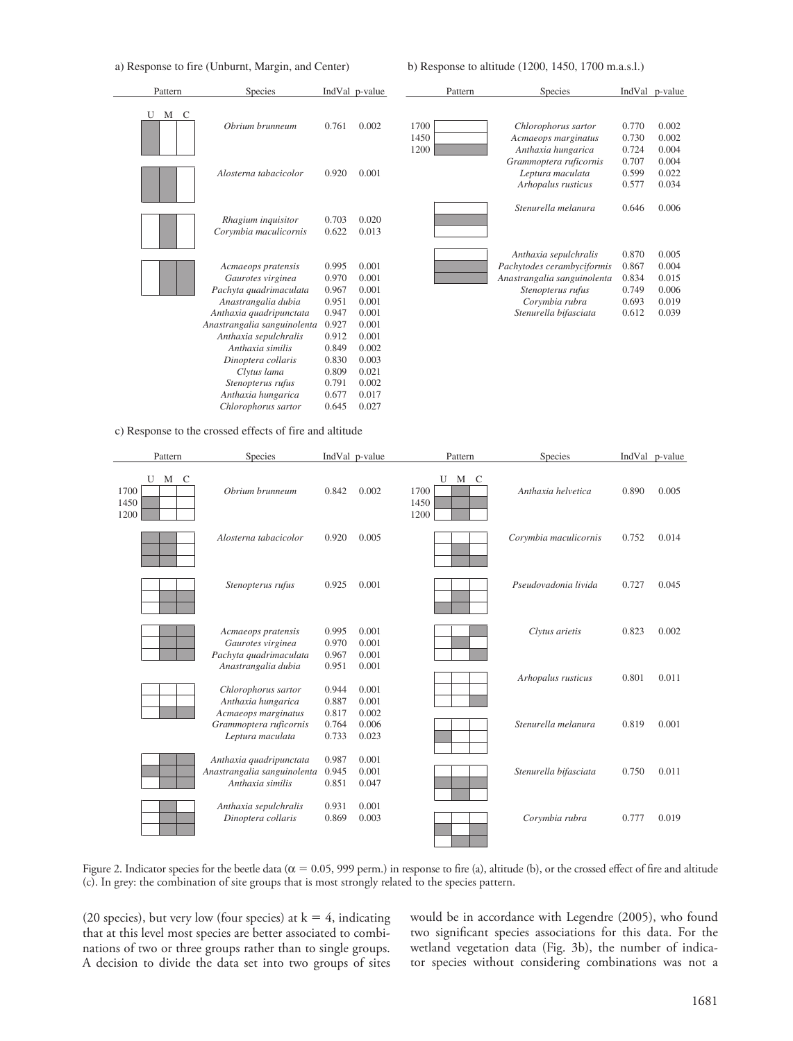a) Response to fire (Unburnt, Margin, and Center)

| Pattern | Species | IndVal | p-value |
|---|---|---|---|
| U | *Obrium brunneum* | 0.761 | 0.002 |
| U + M | *Alosterna tabacicolor* | 0.920 | 0.001 |
| M | *Rhagium inquisitor* | 0.703 | 0.020 |
| | *Corymbia maculicornis* | 0.622 | 0.013 |
| M + C | *Acmaeops pratensis* | 0.995 | 0.001 |
| | *Gaurotes virginea* | 0.970 | 0.001 |
| | *Pachyta quadrimaculata* | 0.967 | 0.001 |
| | *Anastrangalia dubia* | 0.951 | 0.001 |
| | *Anthaxia quadripunctata* | 0.947 | 0.001 |
| | *Anastrangalia sanguinolenta* | 0.927 | 0.001 |
| | *Anthaxia sepulchralis* | 0.912 | 0.001 |
| | *Anthaxia similis* | 0.849 | 0.002 |
| | *Dinoptera collaris* | 0.830 | 0.003 |
| | *Clytus lama* | 0.809 | 0.021 |
| | *Stenopterus rufus* | 0.791 | 0.002 |
| | *Anthaxia hungarica* | 0.677 | 0.017 |
| | *Chlorophorus sartor* | 0.645 | 0.027 |

b) Response to altitude (1200, 1450, 1700 m.a.s.l.)

| Pattern | Species | IndVal | p-value |
|---|---|---|---|
| 1200 | *Chlorophorus sartor* | 0.770 | 0.002 |
| | *Acmaeops marginatus* | 0.730 | 0.002 |
| | *Anthaxia hungarica* | 0.724 | 0.004 |
| | *Grammoptera ruficornis* | 0.707 | 0.004 |
| | *Leptura maculata* | 0.599 | 0.022 |
| | *Arhopalus rusticus* | 0.577 | 0.034 |
| 1450 | *Stenurella melanura* | 0.646 | 0.006 |
| 1450 + 1200 | *Anthaxia sepulchralis* | 0.870 | 0.005 |
| | *Pachytodes cerambyciformis* | 0.867 | 0.004 |
| | *Anastrangalia sanguinolenta* | 0.834 | 0.015 |
| | *Stenopterus rufus* | 0.749 | 0.006 |
| | *Corymbia rubra* | 0.693 | 0.019 |
| | *Stenurella bifasciata* | 0.612 | 0.039 |

c) Response to the crossed effects of fire and altitude

| Pattern | Species | IndVal | p-value |
|---|---|---|---|
| 1450: U; 1200: U | *Obrium brunneum* | 0.842 | 0.002 |
| 1700: U, M; 1450: U, M | *Alosterna tabacicolor* | 0.920 | 0.005 |
| 1450: M, C; 1200: M, C | *Stenopterus rufus* | 0.925 | 0.001 |
| 1700: M, C; 1450: M, C; 1200: M, C | *Acmaeops pratensis* | 0.995 | 0.001 |
| | *Gaurotes virginea* | 0.970 | 0.001 |
| | *Pachyta quadrimaculata* | 0.967 | 0.001 |
| | *Anastrangalia dubia* | 0.951 | 0.001 |
| 1200: M, C | *Chlorophorus sartor* | 0.944 | 0.001 |
| | *Anthaxia hungarica* | 0.887 | 0.001 |
| | *Acmaeops marginatus* | 0.817 | 0.002 |
| | *Grammoptera ruficornis* | 0.764 | 0.006 |
| | *Leptura maculata* | 0.733 | 0.023 |
| 1700: M, C; 1450: U, M, C; 1200: M, C | *Anthaxia quadripunctata* | 0.987 | 0.001 |
| | *Anastrangalia sanguinolenta* | 0.945 | 0.001 |
| | *Anthaxia similis* | 0.851 | 0.047 |
| 1700: M; 1450: M, C; 1200: M, C | *Anthaxia sepulchralis* | 0.931 | 0.001 |
| | *Dinoptera collaris* | 0.869 | 0.003 |
| 1700: M; 1450: U, M, C; 1200: M | *Anthaxia helvetica* | 0.890 | 0.005 |
| 1450: M; 1200: M, C | *Corymbia maculicornis* | 0.752 | 0.014 |
| 1450: M; 1200: U, M | *Pseudovadonia livida* | 0.727 | 0.045 |
| 1700: C; 1450: M; 1200: C | *Clytus arietis* | 0.823 | 0.002 |
| 1200: C | *Arhopalus rusticus* | 0.801 | 0.011 |
| 1450: U | *Stenurella melanura* | 0.819 | 0.001 |
| 1450: U, M, C; 1200: M | *Stenurella bifasciata* | 0.750 | 0.011 |
| 1450: U, C; 1200: M, C | *Corymbia rubra* | 0.777 | 0.019 |

Figure 2. Indicator species for the beetle data ($\alpha = 0.05$, 999 perm.) in response to fire (a), altitude (b), or the crossed effect of fire and altitude (c). In grey: the combination of site groups that is most strongly related to the species pattern.

(20 species), but very low (four species) at $k = 4$, indicating that at this level most species are better associated to combinations of two or three groups rather than to single groups. A decision to divide the data set into two groups of sites would be in accordance with Legendre (2005), who found two significant species associations for this data. For the wetland vegetation data (Fig. 3b), the number of indicator species without considering combinations was not a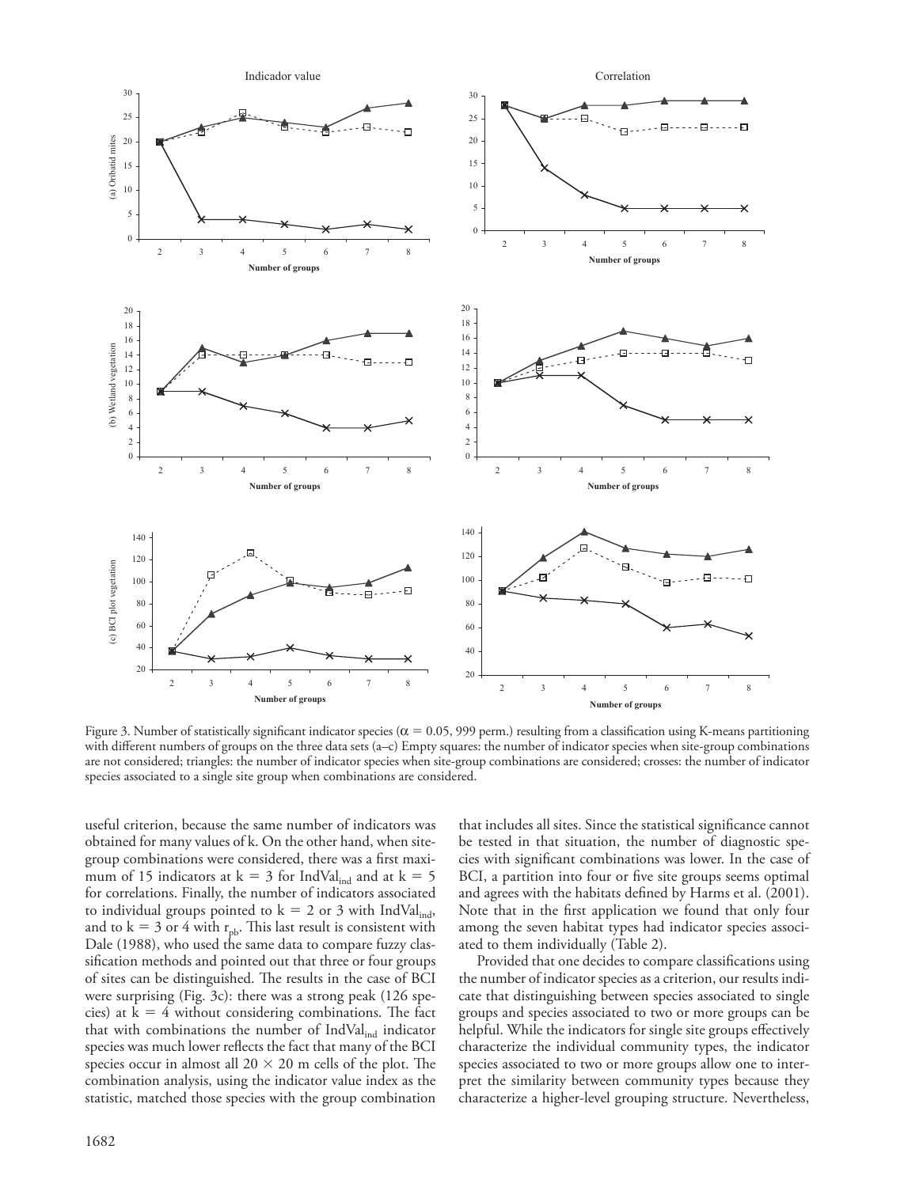Figure 3. Number of statistically significant indicator species ($\alpha = 0.05$, 999 perm.) resulting from a classification using K-means partitioning with different numbers of groups on the three data sets (a–c) Empty squares: the number of indicator species when site-group combinations are not considered; triangles: the number of indicator species when site-group combinations are considered; crosses: the number of indicator species associated to a single site group when combinations are considered.

useful criterion, because the same number of indicators was obtained for many values of k. On the other hand, when site-group combinations were considered, there was a first maximum of 15 indicators at $k = 3$ for $\text{IndVal}_{\text{ind}}$ and at $k = 5$ for correlations. Finally, the number of indicators associated to individual groups pointed to $k = 2$ or 3 with $\text{IndVal}_{\text{ind}}$, and to $k = 3$ or 4 with $r_{pb}$. This last result is consistent with Dale (1988), who used the same data to compare fuzzy classification methods and pointed out that three or four groups of sites can be distinguished. The results in the case of BCI were surprising (Fig. 3c): there was a strong peak (126 species) at $k = 4$ without considering combinations. The fact that with combinations the number of $\text{IndVal}_{\text{ind}}$ indicator species was much lower reflects the fact that many of the BCI species occur in almost all $20 \times 20$ m cells of the plot. The combination analysis, using the indicator value index as the statistic, matched those species with the group combination that includes all sites. Since the statistical significance cannot be tested in that situation, the number of diagnostic species with significant combinations was lower. In the case of BCI, a partition into four or five site groups seems optimal and agrees with the habitats defined by Harms et al. (2001). Note that in the first application we found that only four among the seven habitat types had indicator species associated to them individually (Table 2).

Provided that one decides to compare classifications using the number of indicator species as a criterion, our results indicate that distinguishing between species associated to single groups and species associated to two or more groups can be helpful. While the indicators for single site groups effectively characterize the individual community types, the indicator species associated to two or more groups allow one to interpret the similarity between community types because they characterize a higher-level grouping structure. Nevertheless,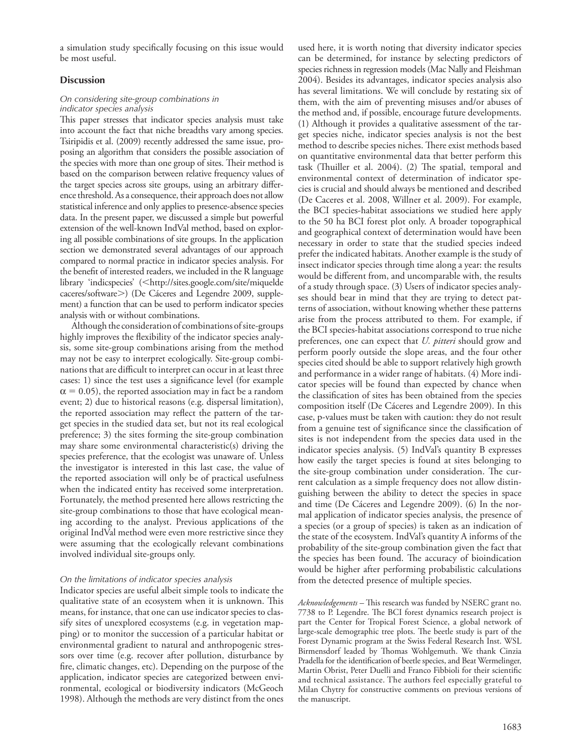a simulation study specifically focusing on this issue would be most useful.

## Discussion

### On considering site-group combinations in indicator species analysis

This paper stresses that indicator species analysis must take into account the fact that niche breadths vary among species. Tsiripidis et al. (2009) recently addressed the same issue, proposing an algorithm that considers the possible association of the species with more than one group of sites. Their method is based on the comparison between relative frequency values of the target species across site groups, using an arbitrary difference threshold. As a consequence, their approach does not allow statistical inference and only applies to presence-absence species data. In the present paper, we discussed a simple but powerful extension of the well-known IndVal method, based on exploring all possible combinations of site groups. In the application section we demonstrated several advantages of our approach compared to normal practice in indicator species analysis. For the benefit of interested readers, we included in the R language library 'indicspecies' (<http://sites.google.com/site/miquelde caceres/software>) (De Cáceres and Legendre 2009, supplement) a function that can be used to perform indicator species analysis with or without combinations.

Although the consideration of combinations of site-groups highly improves the flexibility of the indicator species analysis, some site-group combinations arising from the method may not be easy to interpret ecologically. Site-group combinations that are difficult to interpret can occur in at least three cases: 1) since the test uses a significance level (for example $\alpha = 0.05$), the reported association may in fact be a random event; 2) due to historical reasons (e.g. dispersal limitation), the reported association may reflect the pattern of the target species in the studied data set, but not its real ecological preference; 3) the sites forming the site-group combination may share some environmental characteristic(s) driving the species preference, that the ecologist was unaware of. Unless the investigator is interested in this last case, the value of the reported association will only be of practical usefulness when the indicated entity has received some interpretation. Fortunately, the method presented here allows restricting the site-group combinations to those that have ecological meaning according to the analyst. Previous applications of the original IndVal method were even more restrictive since they were assuming that the ecologically relevant combinations involved individual site-groups only.

### On the limitations of indicator species analysis

Indicator species are useful albeit simple tools to indicate the qualitative state of an ecosystem when it is unknown. This means, for instance, that one can use indicator species to classify sites of unexplored ecosystems (e.g. in vegetation mapping) or to monitor the succession of a particular habitat or environmental gradient to natural and anthropogenic stressors over time (e.g. recover after pollution, disturbance by fire, climatic changes, etc). Depending on the purpose of the application, indicator species are categorized between environmental, ecological or biodiversity indicators (McGeoch 1998). Although the methods are very distinct from the ones used here, it is worth noting that diversity indicator species can be determined, for instance by selecting predictors of species richness in regression models (Mac Nally and Fleishman 2004). Besides its advantages, indicator species analysis also has several limitations. We will conclude by restating six of them, with the aim of preventing misuses and/or abuses of the method and, if possible, encourage future developments. (1) Although it provides a qualitative assessment of the target species niche, indicator species analysis is not the best method to describe species niches. There exist methods based on quantitative environmental data that better perform this task (Thuiller et al. 2004). (2) The spatial, temporal and environmental context of determination of indicator species is crucial and should always be mentioned and described (De Caceres et al. 2008, Willner et al. 2009). For example, the BCI species-habitat associations we studied here apply to the 50 ha BCI forest plot only. A broader topographical and geographical context of determination would have been necessary in order to state that the studied species indeed prefer the indicated habitats. Another example is the study of insect indicator species through time along a year: the results would be different from, and uncomparable with, the results of a study through space. (3) Users of indicator species analyses should bear in mind that they are trying to detect patterns of association, without knowing whether these patterns arise from the process attributed to them. For example, if the BCI species-habitat associations correspond to true niche preferences, one can expect that *U. pitteri* should grow and perform poorly outside the slope areas, and the four other species cited should be able to support relatively high growth and performance in a wider range of habitats. (4) More indicator species will be found than expected by chance when the classification of sites has been obtained from the species composition itself (De Cáceres and Legendre 2009). In this case, p-values must be taken with caution: they do not result from a genuine test of significance since the classification of sites is not independent from the species data used in the indicator species analysis. (5) IndVal's quantity B expresses how easily the target species is found at sites belonging to the site-group combination under consideration. The current calculation as a simple frequency does not allow distinguishing between the ability to detect the species in space and time (De Cáceres and Legendre 2009). (6) In the normal application of indicator species analysis, the presence of a species (or a group of species) is taken as an indication of the state of the ecosystem. IndVal's quantity A informs of the probability of the site-group combination given the fact that the species has been found. The accuracy of bioindication would be higher after performing probabilistic calculations from the detected presence of multiple species.

*Acknowledgements* – This research was funded by NSERC grant no. 7738 to P. Legendre. The BCI forest dynamics research project is part the Center for Tropical Forest Science, a global network of large-scale demographic tree plots. The beetle study is part of the Forest Dynamic program at the Swiss Federal Research Inst. WSL Birmensdorf leaded by Thomas Wohlgemuth. We thank Cinzia Pradella for the identification of beetle species, and Beat Wermelinger, Martin Obrist, Peter Duelli and Franco Fibbioli for their scientific and technical assistance. The authors feel especially grateful to Milan Chytry for constructive comments on previous versions of the manuscript.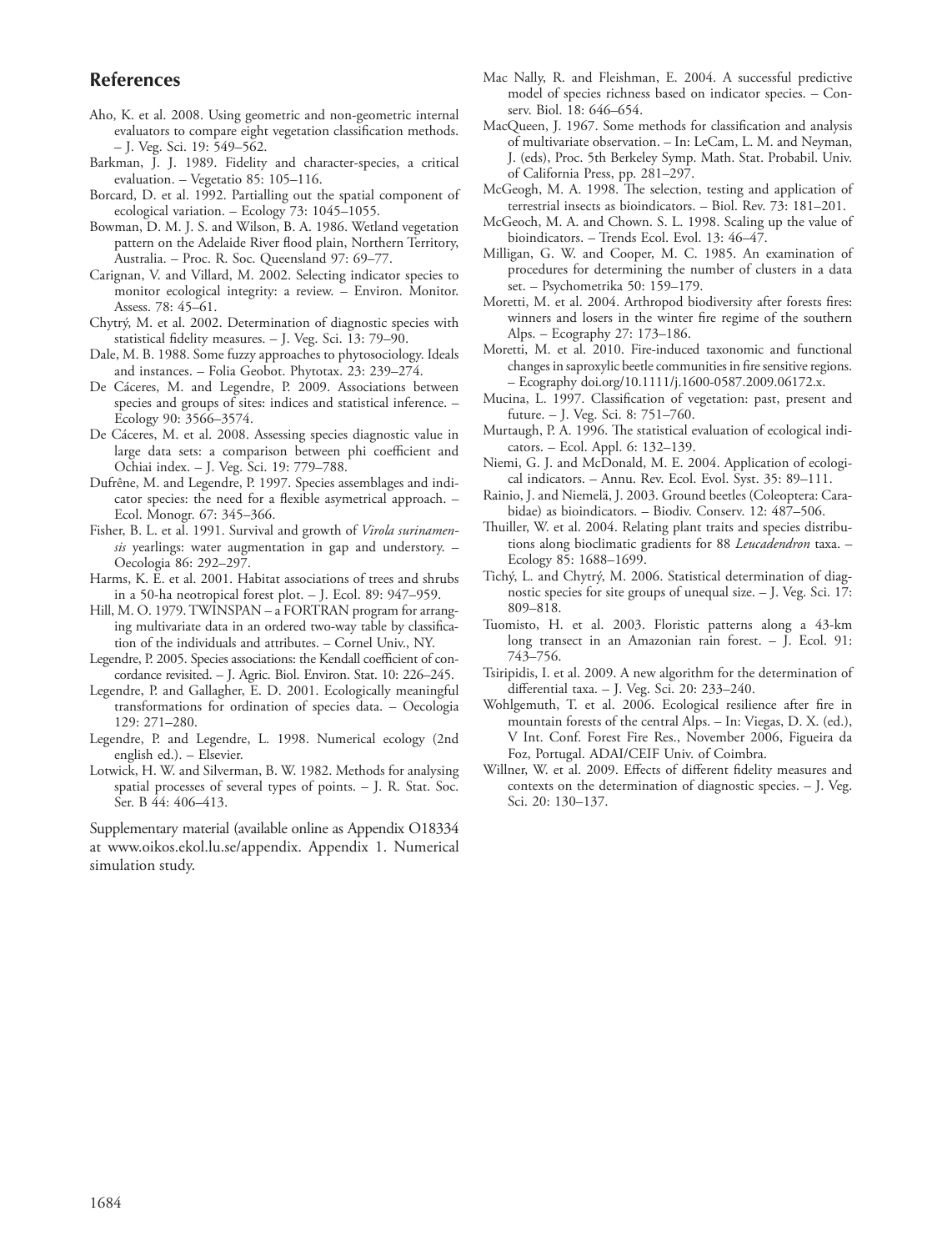## References

Aho, K. et al. 2008. Using geometric and non-geometric internal evaluators to compare eight vegetation classification methods. – J. Veg. Sci. 19: 549–562.

Barkman, J. J. 1989. Fidelity and character-species, a critical evaluation. – Vegetatio 85: 105–116.

Borcard, D. et al. 1992. Partialling out the spatial component of ecological variation. – Ecology 73: 1045–1055.

Bowman, D. M. J. S. and Wilson, B. A. 1986. Wetland vegetation pattern on the Adelaide River flood plain, Northern Territory, Australia. – Proc. R. Soc. Queensland 97: 69–77.

Carignan, V. and Villard, M. 2002. Selecting indicator species to monitor ecological integrity: a review. – Environ. Monitor. Assess. 78: 45–61.

Chytrý, M. et al. 2002. Determination of diagnostic species with statistical fidelity measures. – J. Veg. Sci. 13: 79–90.

Dale, M. B. 1988. Some fuzzy approaches to phytosociology. Ideals and instances. – Folia Geobot. Phytotax. 23: 239–274.

De Cáceres, M. and Legendre, P. 2009. Associations between species and groups of sites: indices and statistical inference. – Ecology 90: 3566–3574.

De Cáceres, M. et al. 2008. Assessing species diagnostic value in large data sets: a comparison between phi coefficient and Ochiai index. – J. Veg. Sci. 19: 779–788.

Dufrêne, M. and Legendre, P. 1997. Species assemblages and indicator species: the need for a flexible asymetrical approach. – Ecol. Monogr. 67: 345–366.

Fisher, B. L. et al. 1991. Survival and growth of *Virola surinamensis* yearlings: water augmentation in gap and understory. – Oecologia 86: 292–297.

Harms, K. E. et al. 2001. Habitat associations of trees and shrubs in a 50-ha neotropical forest plot. – J. Ecol. 89: 947–959.

Hill, M. O. 1979. TWINSPAN – a FORTRAN program for arranging multivariate data in an ordered two-way table by classification of the individuals and attributes. – Cornel Univ., NY.

Legendre, P. 2005. Species associations: the Kendall coefficient of concordance revisited. – J. Agric. Biol. Environ. Stat. 10: 226–245.

Legendre, P. and Gallagher, E. D. 2001. Ecologically meaningful transformations for ordination of species data. – Oecologia 129: 271–280.

Legendre, P. and Legendre, L. 1998. Numerical ecology (2nd english ed.). – Elsevier.

Lotwick, H. W. and Silverman, B. W. 1982. Methods for analysing spatial processes of several types of points. – J. R. Stat. Soc. Ser. B 44: 406–413.

Supplementary material (available online as Appendix O18334 at www.oikos.ekol.lu.se/appendix. Appendix 1. Numerical simulation study.

Mac Nally, R. and Fleishman, E. 2004. A successful predictive model of species richness based on indicator species. – Conserv. Biol. 18: 646–654.

MacQueen, J. 1967. Some methods for classification and analysis of multivariate observation. – In: LeCam, L. M. and Neyman, J. (eds), Proc. 5th Berkeley Symp. Math. Stat. Probabil. Univ. of California Press, pp. 281–297.

McGeogh, M. A. 1998. The selection, testing and application of terrestrial insects as bioindicators. – Biol. Rev. 73: 181–201.

McGeoch, M. A. and Chown. S. L. 1998. Scaling up the value of bioindicators. – Trends Ecol. Evol. 13: 46–47.

Milligan, G. W. and Cooper, M. C. 1985. An examination of procedures for determining the number of clusters in a data set. – Psychometrika 50: 159–179.

Moretti, M. et al. 2004. Arthropod biodiversity after forests fires: winners and losers in the winter fire regime of the southern Alps. – Ecography 27: 173–186.

Moretti, M. et al. 2010. Fire-induced taxonomic and functional changes in saproxylic beetle communities in fire sensitive regions. – Ecography doi.org/10.1111/j.1600-0587.2009.06172.x.

Mucina, L. 1997. Classification of vegetation: past, present and future. – J. Veg. Sci. 8: 751–760.

Murtaugh, P. A. 1996. The statistical evaluation of ecological indicators. – Ecol. Appl. 6: 132–139.

Niemi, G. J. and McDonald, M. E. 2004. Application of ecological indicators. – Annu. Rev. Ecol. Evol. Syst. 35: 89–111.

Rainio, J. and Niemelä, J. 2003. Ground beetles (Coleoptera: Carabidae) as bioindicators. – Biodiv. Conserv. 12: 487–506.

Thuiller, W. et al. 2004. Relating plant traits and species distributions along bioclimatic gradients for 88 *Leucadendron* taxa. – Ecology 85: 1688–1699.

Tichý, L. and Chytrý, M. 2006. Statistical determination of diagnostic species for site groups of unequal size. – J. Veg. Sci. 17: 809–818.

Tuomisto, H. et al. 2003. Floristic patterns along a 43-km long transect in an Amazonian rain forest. – J. Ecol. 91: 743–756.

Tsiripidis, I. et al. 2009. A new algorithm for the determination of differential taxa. – J. Veg. Sci. 20: 233–240.

Wohlgemuth, T. et al. 2006. Ecological resilience after fire in mountain forests of the central Alps. – In: Viegas, D. X. (ed.), V Int. Conf. Forest Fire Res., November 2006, Figueira da Foz, Portugal. ADAI/CEIF Univ. of Coimbra.

Willner, W. et al. 2009. Effects of different fidelity measures and contexts on the determination of diagnostic species. – J. Veg. Sci. 20: 130–137.